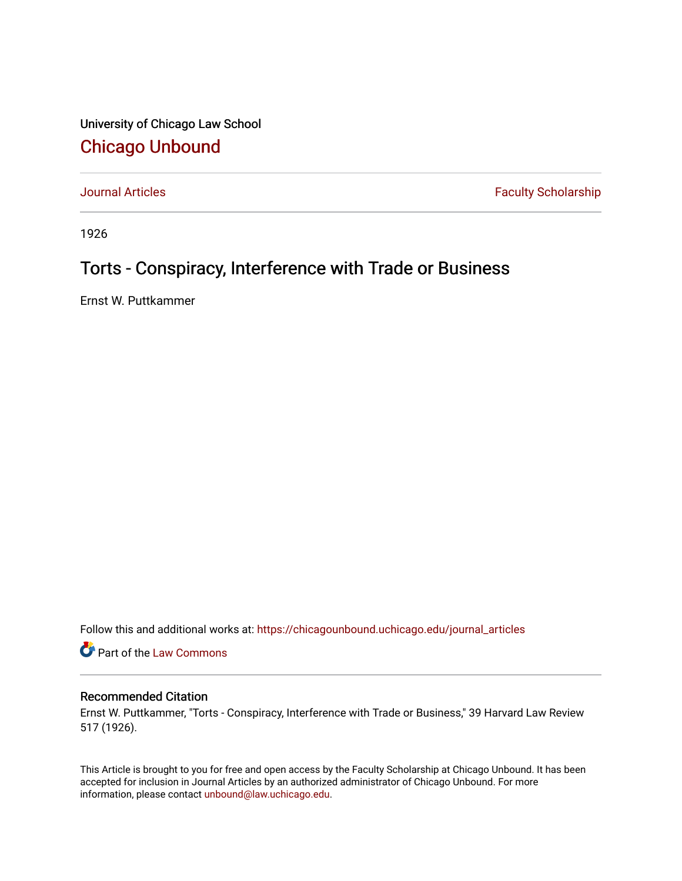University of Chicago Law School

# Chicago Unbound

Journal Articles | Faculty Scholarship

1926

## Torts - Conspiracy, Interference with Trade or Business

Ernst W. Puttkammer

Follow this and additional works at: https://chicagounbound.uchicago.edu/journal_articles

Part of the Law Commons

### Recommended Citation

Ernst W. Puttkammer, "Torts - Conspiracy, Interference with Trade or Business," 39 Harvard Law Review 517 (1926).

This Article is brought to you for free and open access by the Faculty Scholarship at Chicago Unbound. It has been accepted for inclusion in Journal Articles by an authorized administrator of Chicago Unbound. For more information, please contact unbound@law.uchicago.edu.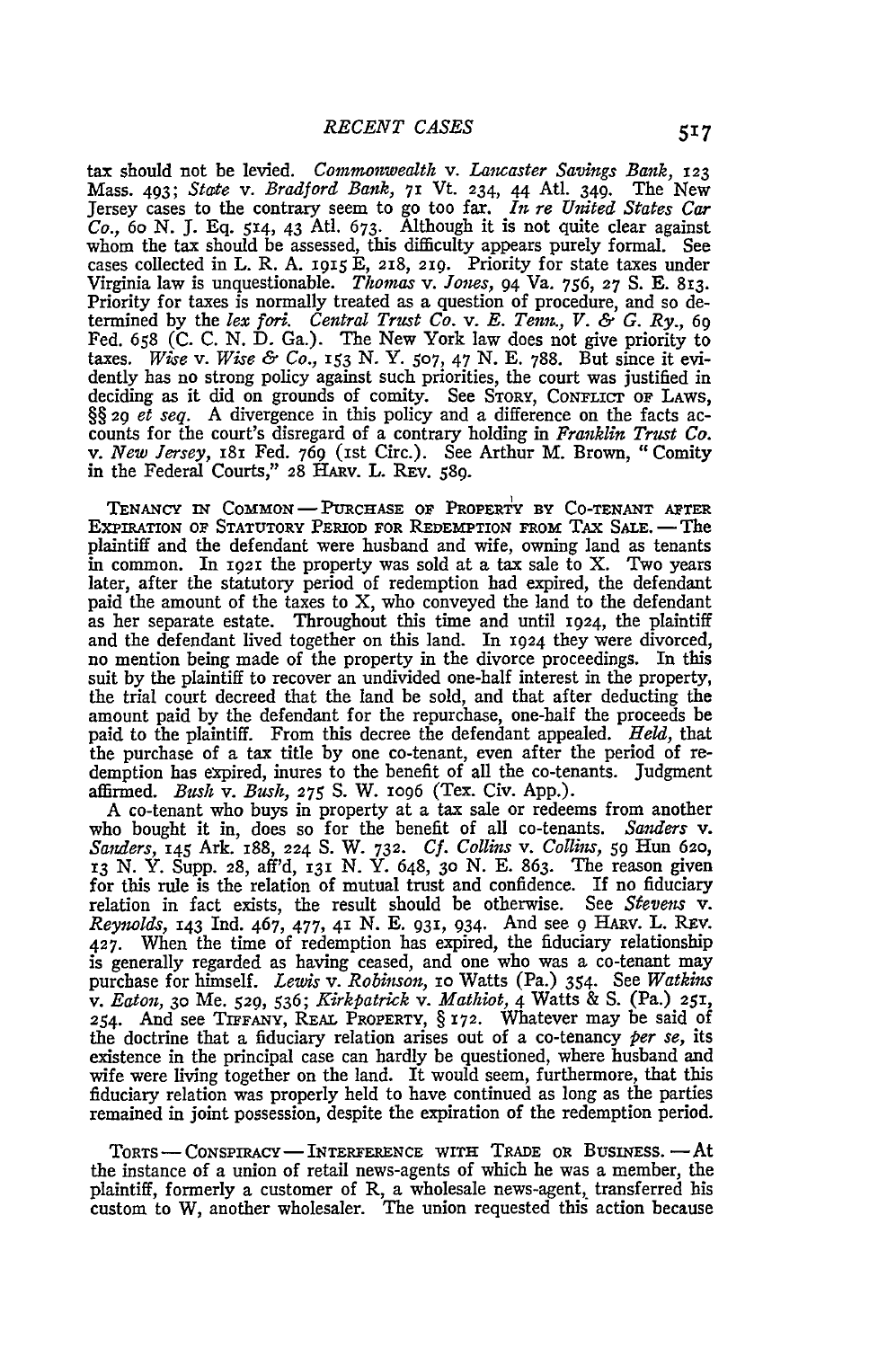tax should not be levied. *Commonwealth* v. *Lancaster Savings Bank*, 123 Mass. 493; *State* v. *Bradford Bank*, 71 Vt. 234, 44 Atl. 349. The New Jersey cases to the contrary seem to go too far. *In re United States Car Co.*, 60 N. J. Eq. 514, 43 Atl. 673. Although it is not quite clear against whom the tax should be assessed, this difficulty appears purely formal. See cases collected in L. R. A. 1915 E, 218, 219. Priority for state taxes under Virginia law is unquestionable. *Thomas* v. *Jones*, 94 Va. 756, 27 S. E. 813. Priority for taxes is normally treated as a question of procedure, and so determined by the *lex fori*. *Central Trust Co.* v. *E. Tenn., V. & G. Ry.*, 69 Fed. 658 (C. C. N. D. Ga.). The New York law does not give priority to taxes. *Wise* v. *Wise & Co.*, 153 N. Y. 507, 47 N. E. 788. But since it evidently has no strong policy against such priorities, the court was justified in deciding as it did on grounds of comity. See Story, Conflict of Laws, §§ 29 *et seq.* A divergence in this policy and a difference on the facts accounts for the court's disregard of a contrary holding in *Franklin Trust Co.* v. *New Jersey*, 181 Fed. 769 (1st Circ.). See Arthur M. Brown, "Comity in the Federal Courts," 28 Harv. L. Rev. 589.

Tenancy in Common — Purchase of Property by Co-tenant after Expiration of Statutory Period for Redemption from Tax Sale. — The plaintiff and the defendant were husband and wife, owning land as tenants in common. In 1921 the property was sold at a tax sale to X. Two years later, after the statutory period of redemption had expired, the defendant paid the amount of the taxes to X, who conveyed the land to the defendant as her separate estate. Throughout this time and until 1924, the plaintiff and the defendant lived together on this land. In 1924 they were divorced, no mention being made of the property in the divorce proceedings. In this suit by the plaintiff to recover an undivided one-half interest in the property, the trial court decreed that the land be sold, and that after deducting the amount paid by the defendant for the repurchase, one-half the proceeds be paid to the plaintiff. From this decree the defendant appealed. *Held*, that the purchase of a tax title by one co-tenant, even after the period of redemption has expired, inures to the benefit of all the co-tenants. Judgment affirmed. *Bush* v. *Bush*, 275 S. W. 1096 (Tex. Civ. App.).

A co-tenant who buys in property at a tax sale or redeems from another who bought it in, does so for the benefit of all co-tenants. *Sanders* v. *Sanders*, 145 Ark. 188, 224 S. W. 732. *Cf. Collins* v. *Collins*, 59 Hun 620, 13 N. Y. Supp. 28, aff'd, 131 N. Y. 648, 30 N. E. 863. The reason given for this rule is the relation of mutual trust and confidence. If no fiduciary relation in fact exists, the result should be otherwise. See *Stevens* v. *Reynolds*, 143 Ind. 467, 477, 41 N. E. 931, 934. And see 9 Harv. L. Rev. 427. When the time of redemption has expired, the fiduciary relationship is generally regarded as having ceased, and one who was a co-tenant may purchase for himself. *Lewis* v. *Robinson*, 10 Watts (Pa.) 354. See *Watkins* v. *Eaton*, 30 Me. 529, 536; *Kirkpatrick* v. *Mathiot*, 4 Watts & S. (Pa.) 251, 254. And see Tiffany, Real Property, § 172. Whatever may be said of the doctrine that a fiduciary relation arises out of a co-tenancy *per se*, its existence in the principal case can hardly be questioned, where husband and wife were living together on the land. It would seem, furthermore, that this fiduciary relation was properly held to have continued as long as the parties remained in joint possession, despite the expiration of the redemption period.

Torts — Conspiracy — Interference with Trade or Business. — At the instance of a union of retail news-agents of which he was a member, the plaintiff, formerly a customer of R, a wholesale news-agent, transferred his custom to W, another wholesaler. The union requested this action because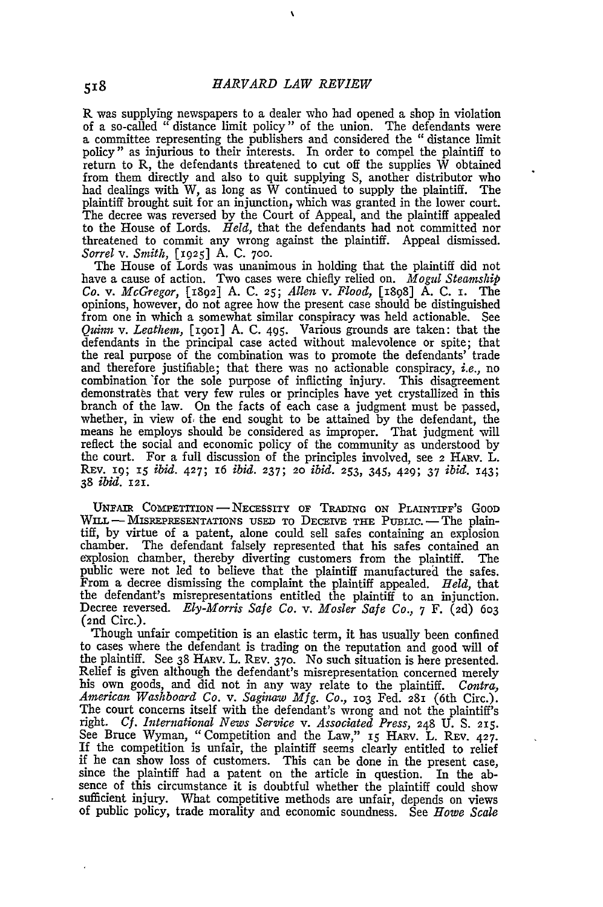R was supplying newspapers to a dealer who had opened a shop in violation of a so-called "distance limit policy" of the union. The defendants were a committee representing the publishers and considered the "distance limit policy" as injurious to their interests. In order to compel the plaintiff to return to R, the defendants threatened to cut off the supplies W obtained from them directly and also to quit supplying S, another distributor who had dealings with W, as long as W continued to supply the plaintiff. The plaintiff brought suit for an injunction, which was granted in the lower court. The decree was reversed by the Court of Appeal, and the plaintiff appealed to the House of Lords. *Held*, that the defendants had not committed nor threatened to commit any wrong against the plaintiff. Appeal dismissed. *Sorrel* v. *Smith*, [1925] A. C. 700.

The House of Lords was unanimous in holding that the plaintiff did not have a cause of action. Two cases were chiefly relied on. *Mogul Steamship Co.* v. *McGregor*, [1892] A. C. 25; *Allen* v. *Flood*, [1898] A. C. 1. The opinions, however, do not agree how the present case should be distinguished from one in which a somewhat similar conspiracy was held actionable. See *Quinn* v. *Leathem*, [1901] A. C. 495. Various grounds are taken: that the defendants in the principal case acted without malevolence or spite; that the real purpose of the combination was to promote the defendants' trade and therefore justifiable; that there was no actionable conspiracy, *i.e.*, no combination for the sole purpose of inflicting injury. This disagreement demonstrates that very few rules or principles have yet crystallized in this branch of the law. On the facts of each case a judgment must be passed, whether, in view of the end sought to be attained by the defendant, the means he employs should be considered as improper. That judgment will reflect the social and economic policy of the community as understood by the court. For a full discussion of the principles involved, see 2 HARV. L. REV. 19; 15 *ibid.* 427; 16 *ibid.* 237; 20 *ibid.* 253, 345, 429; 37 *ibid.* 143; 38 *ibid.* 121.

UNFAIR COMPETITION — NECESSITY OF TRADING ON PLAINTIFF'S GOOD WILL — MISREPRESENTATIONS USED TO DECEIVE THE PUBLIC. — The plaintiff, by virtue of a patent, alone could sell safes containing an explosion chamber. The defendant falsely represented that his safes contained an explosion chamber, thereby diverting customers from the plaintiff. The public were not led to believe that the plaintiff manufactured the safes. From a decree dismissing the complaint the plaintiff appealed. *Held*, that the defendant's misrepresentations entitled the plaintiff to an injunction. Decree reversed. *Ely-Morris Safe Co.* v. *Mosler Safe Co.*, 7 F. (2d) 603 (2nd Circ.).

Though unfair competition is an elastic term, it has usually been confined to cases where the defendant is trading on the reputation and good will of the plaintiff. See 38 HARV. L. REV. 370. No such situation is here presented. Relief is given although the defendant's misrepresentation concerned merely his own goods, and did not in any way relate to the plaintiff. *Contra*, *American Washboard Co.* v. *Saginaw Mfg. Co.*, 103 Fed. 281 (6th Circ.). The court concerns itself with the defendant's wrong and not the plaintiff's right. *Cf. International News Service* v. *Associated Press*, 248 U. S. 215. See Bruce Wyman, "Competition and the Law," 15 HARV. L. REV. 427. If the competition is unfair, the plaintiff seems clearly entitled to relief if he can show loss of customers. This can be done in the present case, since the plaintiff had a patent on the article in question. In the absence of this circumstance it is doubtful whether the plaintiff could show sufficient injury. What competitive methods are unfair, depends on views of public policy, trade morality and economic soundness. See *Howe Scale*